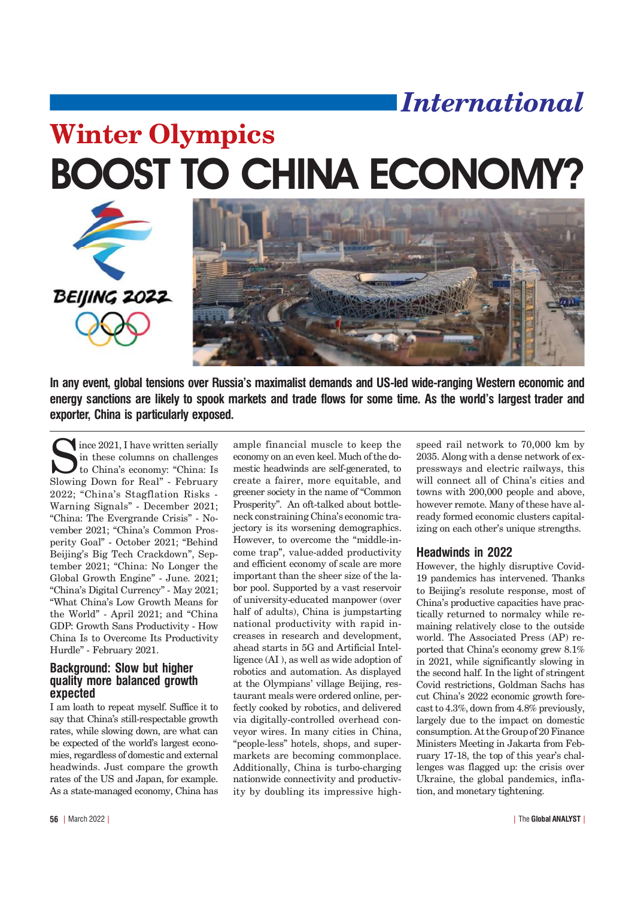*International*

# Winter Olympics

# BOOST TO CHINA ECONOMY?

**In any event, global tensions over Russia's maximalist demands and US-led wide-ranging Western economic and energy sanctions are likely to spook markets and trade flows for some time. As the world's largest trader and exporter, China is particularly exposed.**

Since 2021, I have written serially in these columns on challenges to China's economy: "China: Is Slowing Down for Real" - February 2022; "China's Stagflation Risks - Warning Signals" - December 2021; "China: The Evergrande Crisis" - November 2021; "China's Common Prosperity Goal" - October 2021; "Behind Beijing's Big Tech Crackdown", September 2021; "China: No Longer the Global Growth Engine" - June. 2021; "China's Digital Currency" - May 2021; "What China's Low Growth Means for the World" - April 2021; and "China GDP: Growth Sans Productivity - How China Is to Overcome Its Productivity Hurdle" - February 2021.

## Background: Slow but higher quality more balanced growth expected

I am loath to repeat myself. Suffice it to say that China's still-respectable growth rates, while slowing down, are what can be expected of the world's largest economies, regardless of domestic and external headwinds. Just compare the growth rates of the US and Japan, for example. As a state-managed economy, China has ample financial muscle to keep the economy on an even keel. Much of the domestic headwinds are self-generated, to create a fairer, more equitable, and greener society in the name of "Common Prosperity". An oft-talked about bottleneck constraining China's economic trajectory is its worsening demographics. However, to overcome the "middle-income trap", value-added productivity and efficient economy of scale are more important than the sheer size of the labor pool. Supported by a vast reservoir of university-educated manpower (over half of adults), China is jumpstarting national productivity with rapid increases in research and development, ahead starts in 5G and Artificial Intelligence (AI ), as well as wide adoption of robotics and automation. As displayed at the Olympians' village Beijing, restaurant meals were ordered online, perfectly cooked by robotics, and delivered via digitally-controlled overhead conveyor wires. In many cities in China, "people-less" hotels, shops, and supermarkets are becoming commonplace. Additionally, China is turbo-charging nationwide connectivity and productivity by doubling its impressive high-speed rail network to 70,000 km by 2035. Along with a dense network of expressways and electric railways, this will connect all of China's cities and towns with 200,000 people and above, however remote. Many of these have already formed economic clusters capitalizing on each other's unique strengths.

## Headwinds in 2022

However, the highly disruptive Covid-19 pandemics has intervened. Thanks to Beijing's resolute response, most of China's productive capacities have practically returned to normalcy while remaining relatively close to the outside world. The Associated Press (AP) reported that China's economy grew 8.1% in 2021, while significantly slowing in the second half. In the light of stringent Covid restrictions, Goldman Sachs has cut China's 2022 economic growth forecast to 4.3%, down from 4.8% previously, largely due to the impact on domestic consumption. At the Group of 20 Finance Ministers Meeting in Jakarta from February 17-18, the top of this year's challenges was flagged up: the crisis over Ukraine, the global pandemics, inflation, and monetary tightening.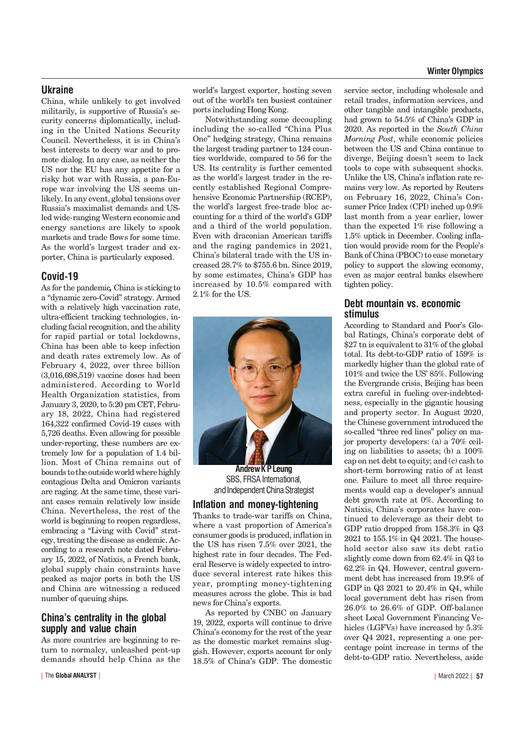## Ukraine

China, while unlikely to get involved militarily, is supportive of Russia's security concerns diplomatically, including in the United Nations Security Council. Nevertheless, it is in China's best interests to decry war and to promote dialog. In any case, as neither the US nor the EU has any appetite for a risky hot war with Russia, a pan-Europe war involving the US seems unlikely. In any event, global tensions over Russia's maximalist demands and US-led wide-ranging Western economic and energy sanctions are likely to spook markets and trade flows for some time. As the world's largest trader and exporter, China is particularly exposed.

## Covid-19

As for the pandemic, China is sticking to a "dynamic zero-Covid" strategy. Armed with a relatively high vaccination rate, ultra-efficient tracking technologies, including facial recognition, and the ability for rapid partial or total lockdowns, China has been able to keep infection and death rates extremely low. As of February 4, 2022, over three billion (3,016,698,519) vaccine doses had been administered. According to World Health Organization statistics, from January 3, 2020, to 5:20 pm CET, February 18, 2022, China had registered 164,322 confirmed Covid-19 cases with 5,726 deaths. Even allowing for possible under-reporting, these numbers are extremely low for a population of 1.4 billion. Most of China remains out of bounds to the outside world where highly contagious Delta and Omicron variants are raging. At the same time, these variant cases remain relatively low inside China. Nevertheless, the rest of the world is beginning to reopen regardless, embracing a "Living with Covid" strategy, treating the disease as endemic. According to a research note dated February 15, 2022, of Natixis, a French bank, global supply chain constraints have peaked as major ports in both the US and China are witnessing a reduced number of queuing ships.

## China's centrality in the global supply and value chain

As more countries are beginning to return to normalcy, unleashed pent-up demands should help China as the world's largest exporter, hosting seven out of the world's ten busiest container ports including Hong Kong.

Notwithstanding some decoupling including the so-called "China Plus One" hedging strategy, China remains the largest trading partner to 124 countries worldwide, compared to 56 for the US. Its centrality is further cemented as the world's largest trader in the recently established Regional Comprehensive Economic Partnership (RCEP), the world's largest free-trade bloc accounting for a third of the world's GDP and a third of the world population. Even with draconian American tariffs and the raging pandemics in 2021, China's bilateral trade with the US increased 28.7% to $755.6 bn. Since 2019, by some estimates, China's GDP has increased by 10.5% compared with 2.1% for the US.

**Andrew K P Leung**
SBS, FRSA International, and Independent China Strategist

## Inflation and money-tightening

Thanks to trade-war tariffs on China, where a vast proportion of America's consumer goods is produced, inflation in the US has risen 7.5% over 2021, the highest rate in four decades. The Federal Reserve is widely expected to introduce several interest rate hikes this year, prompting money-tightening measures across the globe. This is bad news for China's exports.

As reported by CNBC on January 19, 2022, exports will continue to drive China's economy for the rest of the year as the domestic market remains sluggish. However, exports account for only 18.5% of China's GDP. The domestic service sector, including wholesale and retail trades, information services, and other tangible and intangible products, had grown to 54.5% of China's GDP in 2020. As reported in the *South China Morning Post*, while economic policies between the US and China continue to diverge, Beijing doesn't seem to lack tools to cope with subsequent shocks. Unlike the US, China's inflation rate remains very low. As reported by Reuters on February 16, 2022, China's Consumer Price Index (CPI) inched up 0.9% last month from a year earlier, lower than the expected 1% rise following a 1.5% uptick in December. Cooling inflation would provide room for the People's Bank of China (PBOC) to ease monetary policy to support the slowing economy, even as major central banks elsewhere tighten policy.

## Debt mountain vs. economic stimulus

According to Standard and Poor's Global Ratings, China's corporate debt of $27 tn is equivalent to 31% of the global total. Its debt-to-GDP ratio of 159% is markedly higher than the global rate of 101% and twice the US' 85%. Following the Evergrande crisis, Beijing has been extra careful in fueling over-indebtedness, especially in the gigantic housing and property sector. In August 2020, the Chinese government introduced the so-called "three red lines" policy on major property developers: (a) a 70% ceiling on liabilities to assets; (b) a 100% cap on net debt to equity; and (c) cash to short-term borrowing ratio of at least one. Failure to meet all three requirements would cap a developer's annual debt growth rate at 0%. According to Natixis, China's corporates have continued to deleverage as their debt to GDP ratio dropped from 158.3% in Q3 2021 to 155.1% in Q4 2021. The household sector also saw its debt ratio slightly come down from 62.4% in Q3 to 62.2% in Q4. However, central government debt has increased from 19.9% of GDP in Q3 2021 to 20.4% in Q4, while local government debt has risen from 26.0% to 26.6% of GDP. Off-balance sheet Local Government Financing Vehicles (LGFVs) have increased by 5.3% over Q4 2021, representing a one percentage point increase in terms of the debt-to-GDP ratio. Nevertheless, aside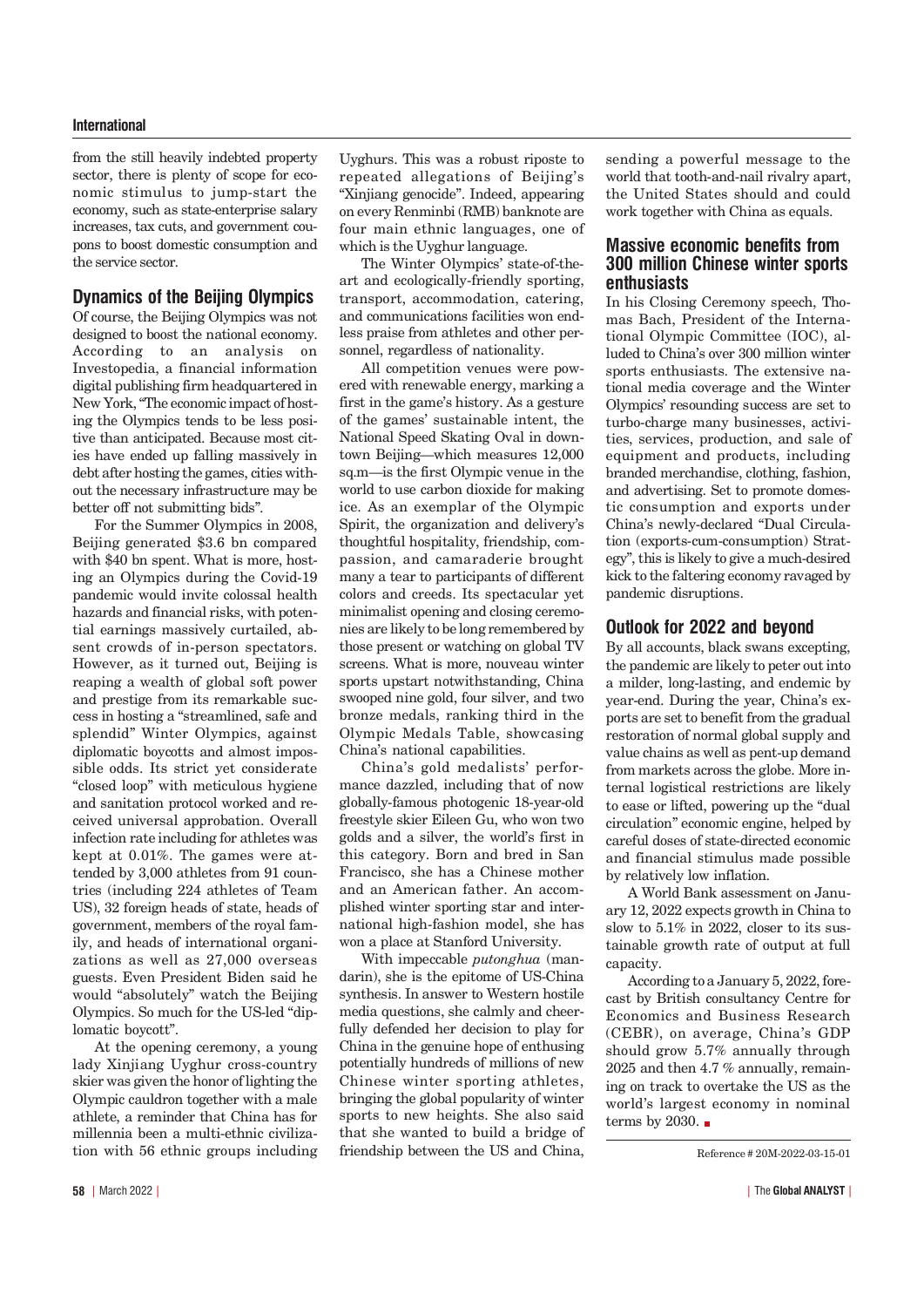from the still heavily indebted property sector, there is plenty of scope for economic stimulus to jump-start the economy, such as state-enterprise salary increases, tax cuts, and government coupons to boost domestic consumption and the service sector.

## Dynamics of the Beijing Olympics

Of course, the Beijing Olympics was not designed to boost the national economy. According to an analysis on Investopedia, a financial information digital publishing firm headquartered in New York, "The economic impact of hosting the Olympics tends to be less positive than anticipated. Because most cities have ended up falling massively in debt after hosting the games, cities without the necessary infrastructure may be better off not submitting bids".

For the Summer Olympics in 2008, Beijing generated $3.6 bn compared with $40 bn spent. What is more, hosting an Olympics during the Covid-19 pandemic would invite colossal health hazards and financial risks, with potential earnings massively curtailed, absent crowds of in-person spectators. However, as it turned out, Beijing is reaping a wealth of global soft power and prestige from its remarkable success in hosting a "streamlined, safe and splendid" Winter Olympics, against diplomatic boycotts and almost impossible odds. Its strict yet considerate "closed loop" with meticulous hygiene and sanitation protocol worked and received universal approbation. Overall infection rate including for athletes was kept at 0.01%. The games were attended by 3,000 athletes from 91 countries (including 224 athletes of Team US), 32 foreign heads of state, heads of government, members of the royal family, and heads of international organizations as well as 27,000 overseas guests. Even President Biden said he would "absolutely" watch the Beijing Olympics. So much for the US-led "diplomatic boycott".

At the opening ceremony, a young lady Xinjiang Uyghur cross-country skier was given the honor of lighting the Olympic cauldron together with a male athlete, a reminder that China has for millennia been a multi-ethnic civilization with 56 ethnic groups including Uyghurs. This was a robust riposte to repeated allegations of Beijing's "Xinjiang genocide". Indeed, appearing on every Renminbi (RMB) banknote are four main ethnic languages, one of which is the Uyghur language.

The Winter Olympics' state-of-the-art and ecologically-friendly sporting, transport, accommodation, catering, and communications facilities won endless praise from athletes and other personnel, regardless of nationality.

All competition venues were powered with renewable energy, marking a first in the game's history. As a gesture of the games' sustainable intent, the National Speed Skating Oval in downtown Beijing—which measures 12,000 sq.m—is the first Olympic venue in the world to use carbon dioxide for making ice. As an exemplar of the Olympic Spirit, the organization and delivery's thoughtful hospitality, friendship, compassion, and camaraderie brought many a tear to participants of different colors and creeds. Its spectacular yet minimalist opening and closing ceremonies are likely to be long remembered by those present or watching on global TV screens. What is more, nouveau winter sports upstart notwithstanding, China swooped nine gold, four silver, and two bronze medals, ranking third in the Olympic Medals Table, showcasing China's national capabilities.

China's gold medalists' performance dazzled, including that of now globally-famous photogenic 18-year-old freestyle skier Eileen Gu, who won two golds and a silver, the world's first in this category. Born and bred in San Francisco, she has a Chinese mother and an American father. An accomplished winter sporting star and international high-fashion model, she has won a place at Stanford University.

With impeccable *putonghua* (mandarin), she is the epitome of US-China synthesis. In answer to Western hostile media questions, she calmly and cheerfully defended her decision to play for China in the genuine hope of enthusing potentially hundreds of millions of new Chinese winter sporting athletes, bringing the global popularity of winter sports to new heights. She also said that she wanted to build a bridge of friendship between the US and China, sending a powerful message to the world that tooth-and-nail rivalry apart, the United States should and could work together with China as equals.

## Massive economic benefits from 300 million Chinese winter sports enthusiasts

In his Closing Ceremony speech, Thomas Bach, President of the International Olympic Committee (IOC), alluded to China's over 300 million winter sports enthusiasts. The extensive national media coverage and the Winter Olympics' resounding success are set to turbo-charge many businesses, activities, services, production, and sale of equipment and products, including branded merchandise, clothing, fashion, and advertising. Set to promote domestic consumption and exports under China's newly-declared "Dual Circulation (exports-cum-consumption) Strategy", this is likely to give a much-desired kick to the faltering economy ravaged by pandemic disruptions.

## Outlook for 2022 and beyond

By all accounts, black swans excepting, the pandemic are likely to peter out into a milder, long-lasting, and endemic by year-end. During the year, China's exports are set to benefit from the gradual restoration of normal global supply and value chains as well as pent-up demand from markets across the globe. More internal logistical restrictions are likely to ease or lifted, powering up the "dual circulation" economic engine, helped by careful doses of state-directed economic and financial stimulus made possible by relatively low inflation.

A World Bank assessment on January 12, 2022 expects growth in China to slow to 5.1% in 2022, closer to its sustainable growth rate of output at full capacity.

According to a January 5, 2022, forecast by British consultancy Centre for Economics and Business Research (CEBR), on average, China's GDP should grow 5.7% annually through 2025 and then 4.7 % annually, remaining on track to overtake the US as the world's largest economy in nominal terms by 2030. ■

Reference # 20M-2022-03-15-01